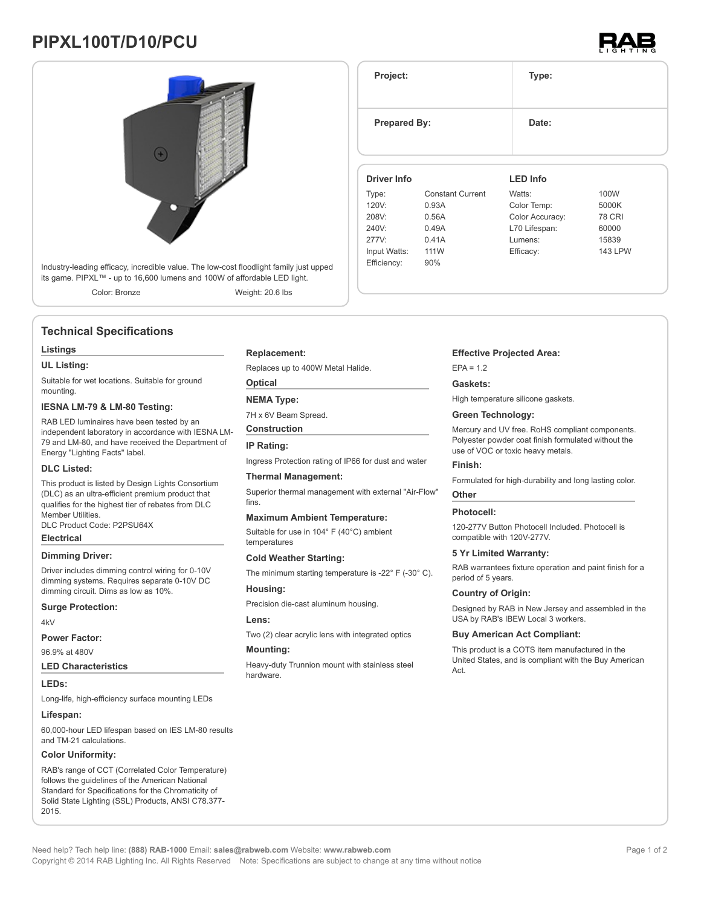# PIPXL100T/D10/PCU

Industry-leading efficacy, incredible value. The low-cost floodlight family just upped its game. PIPXL™ - up to 16,600 lumens and 100W of affordable LED light.

Color: Bronze    Weight: 20.6 lbs

| Project: | Type: |
|---|---|
| **Prepared By:** | **Date:** |

| Driver Info | | LED Info | |
|---|---|---|---|
| Type: | Constant Current | Watts: | 100W |
| 120V: | 0.93A | Color Temp: | 5000K |
| 208V: | 0.56A | Color Accuracy: | 78 CRI |
| 240V: | 0.49A | L70 Lifespan: | 60000 |
| 277V: | 0.41A | Lumens: | 15839 |
| Input Watts: | 111W | Efficacy: | 143 LPW |
| Efficiency: | 90% | | |

## Technical Specifications

### Listings

**UL Listing:**

Suitable for wet locations. Suitable for ground mounting.

**IESNA LM-79 & LM-80 Testing:**

RAB LED luminaires have been tested by an independent laboratory in accordance with IESNA LM-79 and LM-80, and have received the Department of Energy "Lighting Facts" label.

**DLC Listed:**

This product is listed by Design Lights Consortium (DLC) as an ultra-efficient premium product that qualifies for the highest tier of rebates from DLC Member Utilities.
DLC Product Code: P2PSU64X

### Electrical

**Dimming Driver:**

Driver includes dimming control wiring for 0-10V dimming systems. Requires separate 0-10V DC dimming circuit. Dims as low as 10%.

**Surge Protection:**

4kV

**Power Factor:**

96.9% at 480V

### LED Characteristics

**LEDs:**

Long-life, high-efficiency surface mounting LEDs

**Lifespan:**

60,000-hour LED lifespan based on IES LM-80 results and TM-21 calculations.

**Color Uniformity:**

RAB's range of CCT (Correlated Color Temperature) follows the guidelines of the American National Standard for Specifications for the Chromaticity of Solid State Lighting (SSL) Products, ANSI C78.377-2015.

**Replacement:**

Replaces up to 400W Metal Halide.

### Optical

**NEMA Type:**

7H x 6V Beam Spread.

### Construction

**IP Rating:**

Ingress Protection rating of IP66 for dust and water

**Thermal Management:**

Superior thermal management with external "Air-Flow" fins.

**Maximum Ambient Temperature:**

Suitable for use in 104° F (40°C) ambient temperatures

**Cold Weather Starting:**

The minimum starting temperature is -22° F (-30° C).

**Housing:**

Precision die-cast aluminum housing.

**Lens:**

Two (2) clear acrylic lens with integrated optics

**Mounting:**

Heavy-duty Trunnion mount with stainless steel hardware.

**Effective Projected Area:**

EPA = 1.2

**Gaskets:**

High temperature silicone gaskets.

**Green Technology:**

Mercury and UV free. RoHS compliant components. Polyester powder coat finish formulated without the use of VOC or toxic heavy metals.

**Finish:**

Formulated for high-durability and long lasting color.

### Other

**Photocell:**

120-277V Button Photocell Included. Photocell is compatible with 120V-277V.

**5 Yr Limited Warranty:**

RAB warrantees fixture operation and paint finish for a period of 5 years.

**Country of Origin:**

Designed by RAB in New Jersey and assembled in the USA by RAB's IBEW Local 3 workers.

**Buy American Act Compliant:**

This product is a COTS item manufactured in the United States, and is compliant with the Buy American Act.

Need help? Tech help line: **(888) RAB-1000** Email: **sales@rabweb.com** Website: **www.rabweb.com**
Copyright © 2014 RAB Lighting Inc. All Rights Reserved  Note: Specifications are subject to change at any time without notice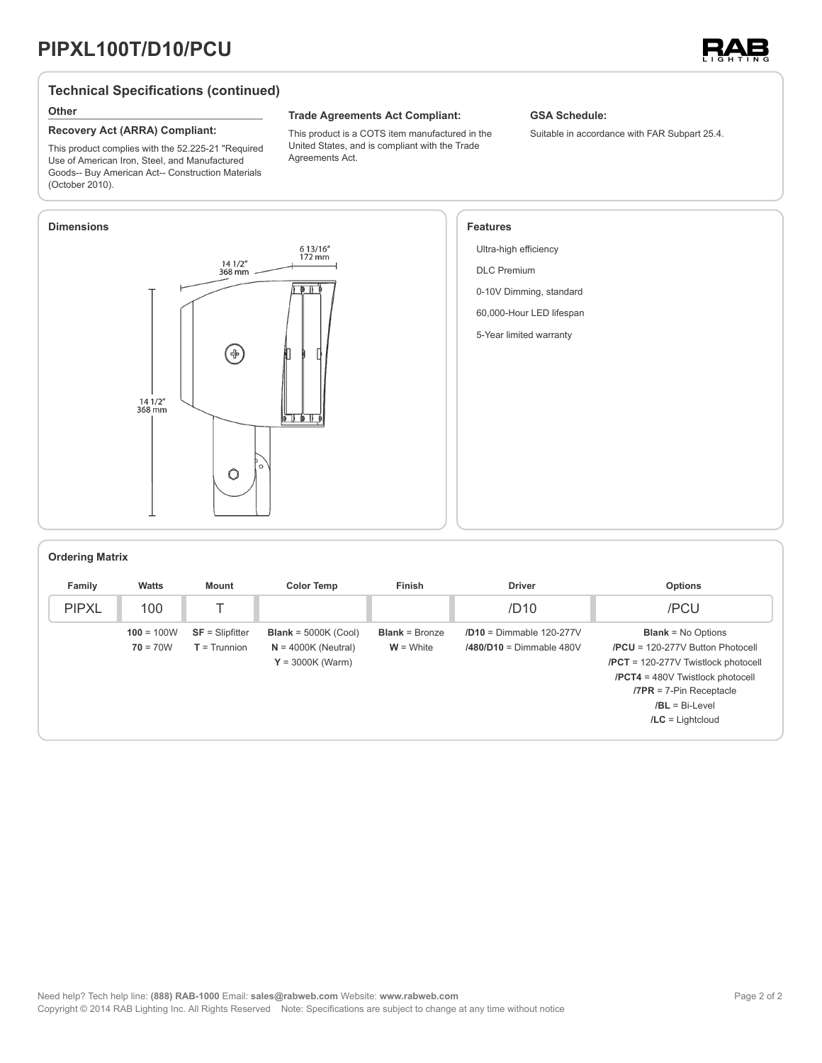# PIPXL100T/D10/PCU

## Technical Specifications (continued)

### Other

**Recovery Act (ARRA) Compliant:**

This product complies with the 52.225-21 "Required Use of American Iron, Steel, and Manufactured Goods-- Buy American Act-- Construction Materials (October 2010).

**Trade Agreements Act Compliant:**

This product is a COTS item manufactured in the United States, and is compliant with the Trade Agreements Act.

**GSA Schedule:**

Suitable in accordance with FAR Subpart 25.4.

## Dimensions

14 1/2"
368 mm

6 13/16"
172 mm

14 1/2"
368 mm

## Features

- Ultra-high efficiency
- DLC Premium
- 0-10V Dimming, standard
- 60,000-Hour LED lifespan
- 5-Year limited warranty

## Ordering Matrix

| Family | Watts | Mount | Color Temp | Finish | Driver | Options |
|---|---|---|---|---|---|---|
| PIPXL | 100 | T | | | /D10 | /PCU |
| | **100** = 100W<br>**70** = 70W | **SF** = Slipfitter<br>**T** = Trunnion | **Blank** = 5000K (Cool)<br>**N** = 4000K (Neutral)<br>**Y** = 3000K (Warm) | **Blank** = Bronze<br>**W** = White | **/D10** = Dimmable 120-277V<br>**/480/D10** = Dimmable 480V | **Blank** = No Options<br>**/PCU** = 120-277V Button Photocell<br>**/PCT** = 120-277V Twistlock photocell<br>**/PCT4** = 480V Twistlock photocell<br>**/7PR** = 7-Pin Receptacle<br>**/BL** = Bi-Level<br>**/LC** = Lightcloud |

Need help? Tech help line: **(888) RAB-1000** Email: **sales@rabweb.com** Website: **www.rabweb.com**
Copyright © 2014 RAB Lighting Inc. All Rights Reserved Note: Specifications are subject to change at any time without notice